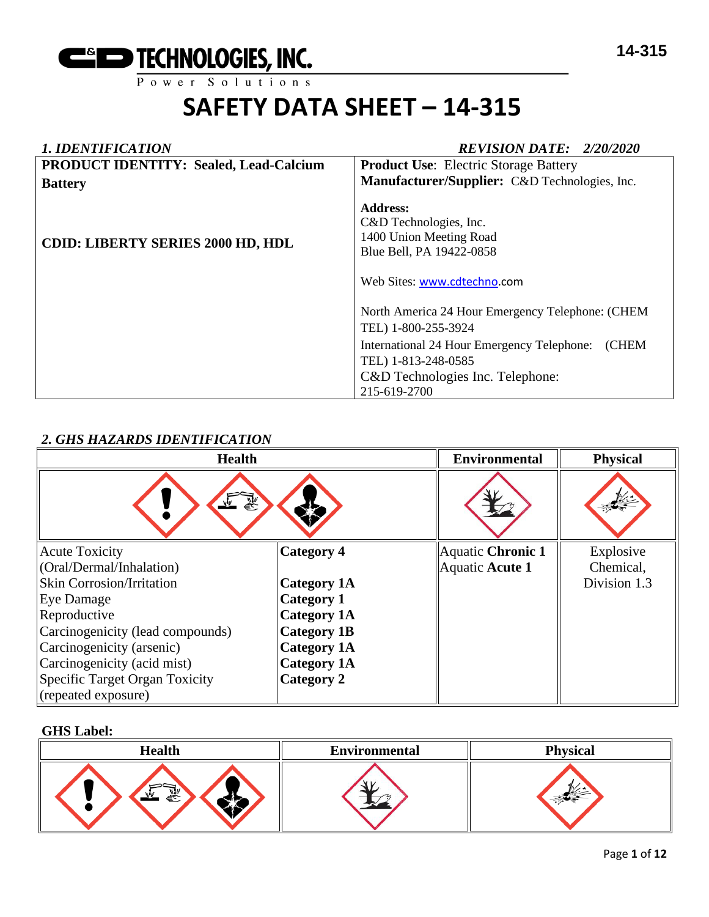C&D TECHNOLOGIES, INC.
Power Solutions

14-315

# SAFETY DATA SHEET – 14-315

## *1. IDENTIFICATION*

*REVISION DATE: 2/20/2020*

| | |
|---|---|
| **PRODUCT IDENTITY: Sealed, Lead-Calcium Battery**<br><br>**CDID: LIBERTY SERIES 2000 HD, HDL** | **Product Use**: Electric Storage Battery<br>**Manufacturer/Supplier:** C&D Technologies, Inc.<br><br>**Address:**<br>C&D Technologies, Inc.<br>1400 Union Meeting Road<br>Blue Bell, PA 19422-0858<br><br>Web Sites: www.cdtechno.com<br><br>North America 24 Hour Emergency Telephone: (CHEM TEL) 1-800-255-3924<br>International 24 Hour Emergency Telephone: (CHEM TEL) 1-813-248-0585<br>C&D Technologies Inc. Telephone: 215-619-2700 |

## *2. GHS HAZARDS IDENTIFICATION*

| Health | | Environmental | Physical |
|---|---|---|---|
| Acute Toxicity (Oral/Dermal/Inhalation) | **Category 4** | Aquatic **Chronic 1**<br>Aquatic **Acute 1** | Explosive Chemical, Division 1.3 |
| Skin Corrosion/Irritation | **Category 1A** | | |
| Eye Damage | **Category 1** | | |
| Reproductive | **Category 1A** | | |
| Carcinogenicity (lead compounds) | **Category 1B** | | |
| Carcinogenicity (arsenic) | **Category 1A** | | |
| Carcinogenicity (acid mist) | **Category 1A** | | |
| Specific Target Organ Toxicity (repeated exposure) | **Category 2** | | |

**GHS Label:**

| Health | Environmental | Physical |
|---|---|---|
| | | |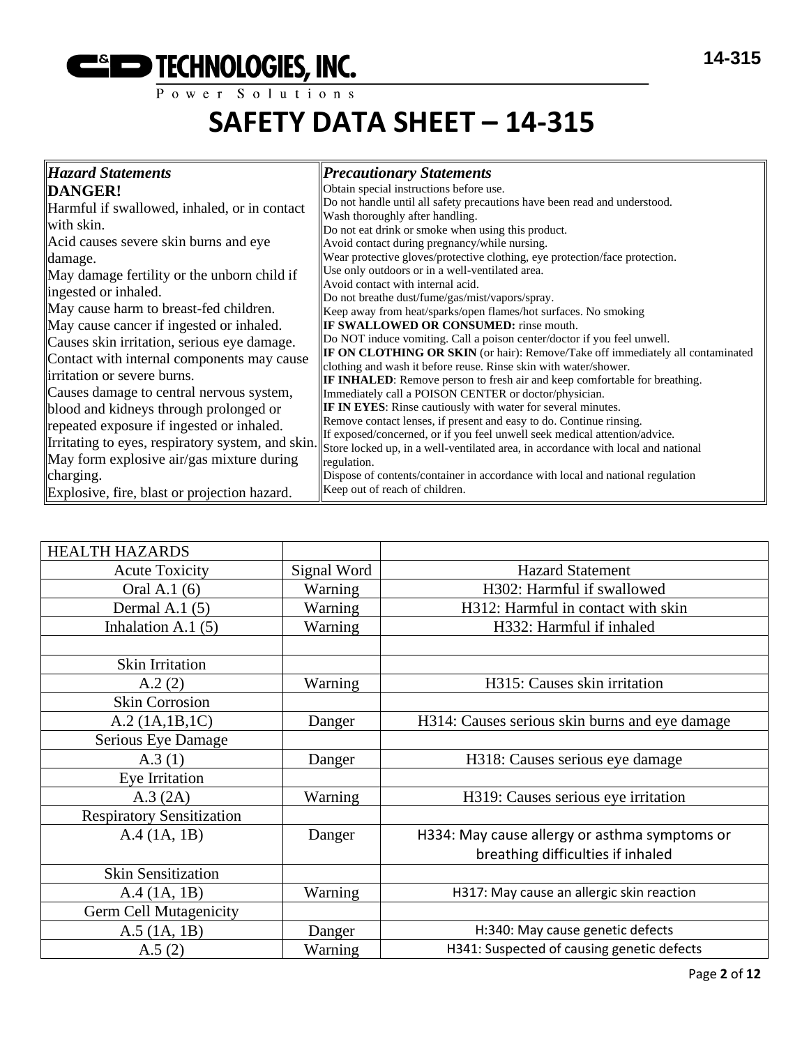# SAFETY DATA SHEET – 14-315

| *Hazard Statements* | *Precautionary Statements* |
|---|---|
| **DANGER!**<br>Harmful if swallowed, inhaled, or in contact with skin.<br>Acid causes severe skin burns and eye damage.<br>May damage fertility or the unborn child if ingested or inhaled.<br>May cause harm to breast-fed children.<br>May cause cancer if ingested or inhaled.<br>Causes skin irritation, serious eye damage.<br>Contact with internal components may cause irritation or severe burns.<br>Causes damage to central nervous system, blood and kidneys through prolonged or repeated exposure if ingested or inhaled.<br>Irritating to eyes, respiratory system, and skin.<br>May form explosive air/gas mixture during charging.<br>Explosive, fire, blast or projection hazard. | Obtain special instructions before use.<br>Do not handle until all safety precautions have been read and understood.<br>Wash thoroughly after handling.<br>Do not eat drink or smoke when using this product.<br>Avoid contact during pregnancy/while nursing.<br>Wear protective gloves/protective clothing, eye protection/face protection.<br>Use only outdoors or in a well-ventilated area.<br>Avoid contact with internal acid.<br>Do not breathe dust/fume/gas/mist/vapors/spray.<br>Keep away from heat/sparks/open flames/hot surfaces. No smoking<br>**IF SWALLOWED OR CONSUMED:** rinse mouth.<br>Do NOT induce vomiting. Call a poison center/doctor if you feel unwell.<br>**IF ON CLOTHING OR SKIN** (or hair): Remove/Take off immediately all contaminated clothing and wash it before reuse. Rinse skin with water/shower.<br>**IF INHALED**: Remove person to fresh air and keep comfortable for breathing.<br>Immediately call a POISON CENTER or doctor/physician.<br>**IF IN EYES**: Rinse cautiously with water for several minutes.<br>Remove contact lenses, if present and easy to do. Continue rinsing.<br>If exposed/concerned, or if you feel unwell seek medical attention/advice.<br>Store locked up, in a well-ventilated area, in accordance with local and national regulation.<br>Dispose of contents/container in accordance with local and national regulation<br>Keep out of reach of children. |

| HEALTH HAZARDS | | |
|---|---|---|
| Acute Toxicity | Signal Word | Hazard Statement |
| Oral A.1 (6) | Warning | H302: Harmful if swallowed |
| Dermal A.1 (5) | Warning | H312: Harmful in contact with skin |
| Inhalation A.1 (5) | Warning | H332: Harmful if inhaled |
| | | |
| Skin Irritation | | |
| A.2 (2) | Warning | H315: Causes skin irritation |
| Skin Corrosion | | |
| A.2 (1A,1B,1C) | Danger | H314: Causes serious skin burns and eye damage |
| Serious Eye Damage | | |
| A.3 (1) | Danger | H318: Causes serious eye damage |
| Eye Irritation | | |
| A.3 (2A) | Warning | H319: Causes serious eye irritation |
| Respiratory Sensitization | | |
| A.4 (1A, 1B) | Danger | H334: May cause allergy or asthma symptoms or breathing difficulties if inhaled |
| Skin Sensitization | | |
| A.4 (1A, 1B) | Warning | H317: May cause an allergic skin reaction |
| Germ Cell Mutagenicity | | |
| A.5 (1A, 1B) | Danger | H:340: May cause genetic defects |
| A.5 (2) | Warning | H341: Suspected of causing genetic defects |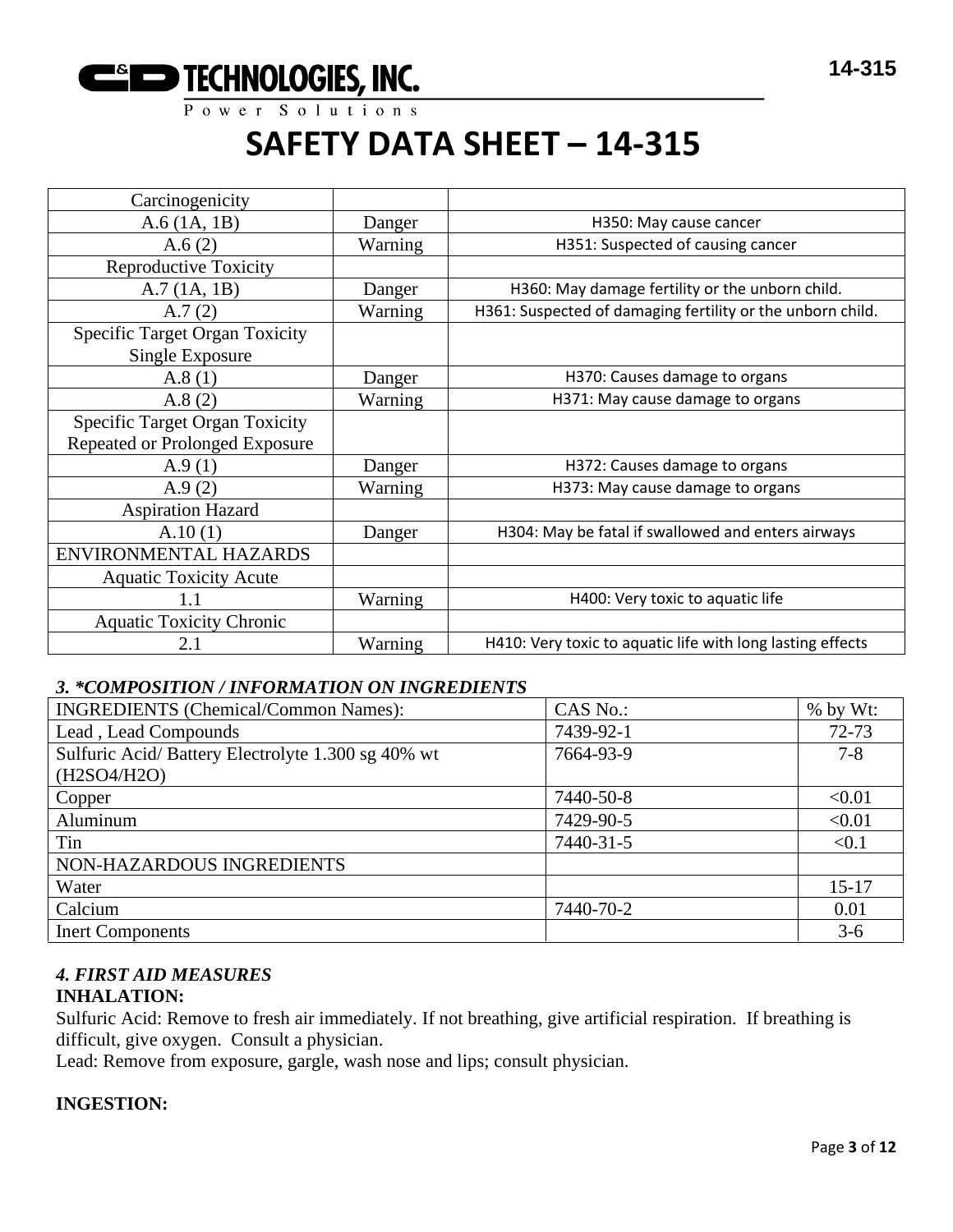| Carcinogenicity | | |
|---|---|---|
| A.6 (1A, 1B) | Danger | H350: May cause cancer |
| A.6 (2) | Warning | H351: Suspected of causing cancer |
| Reproductive Toxicity | | |
| A.7 (1A, 1B) | Danger | H360: May damage fertility or the unborn child. |
| A.7 (2) | Warning | H361: Suspected of damaging fertility or the unborn child. |
| Specific Target Organ Toxicity Single Exposure | | |
| A.8 (1) | Danger | H370: Causes damage to organs |
| A.8 (2) | Warning | H371: May cause damage to organs |
| Specific Target Organ Toxicity Repeated or Prolonged Exposure | | |
| A.9 (1) | Danger | H372: Causes damage to organs |
| A.9 (2) | Warning | H373: May cause damage to organs |
| Aspiration Hazard | | |
| A.10 (1) | Danger | H304: May be fatal if swallowed and enters airways |
| ENVIRONMENTAL HAZARDS | | |
| Aquatic Toxicity Acute | | |
| 1.1 | Warning | H400: Very toxic to aquatic life |
| Aquatic Toxicity Chronic | | |
| 2.1 | Warning | H410: Very toxic to aquatic life with long lasting effects |

### *3. *COMPOSITION / INFORMATION ON INGREDIENTS*

| INGREDIENTS (Chemical/Common Names): | CAS No.: | % by Wt: |
|---|---|---|
| Lead , Lead Compounds | 7439-92-1 | 72-73 |
| Sulfuric Acid/ Battery Electrolyte 1.300 sg 40% wt ($H_2SO_4/H_2O$) | 7664-93-9 | 7-8 |
| Copper | 7440-50-8 | <0.01 |
| Aluminum | 7429-90-5 | <0.01 |
| Tin | 7440-31-5 | <0.1 |
| NON-HAZARDOUS INGREDIENTS | | |
| Water | | 15-17 |
| Calcium | 7440-70-2 | 0.01 |
| Inert Components | | 3-6 |

### *4. FIRST AID MEASURES*

**INHALATION:**

Sulfuric Acid: Remove to fresh air immediately. If not breathing, give artificial respiration. If breathing is difficult, give oxygen. Consult a physician.

Lead: Remove from exposure, gargle, wash nose and lips; consult physician.

**INGESTION:**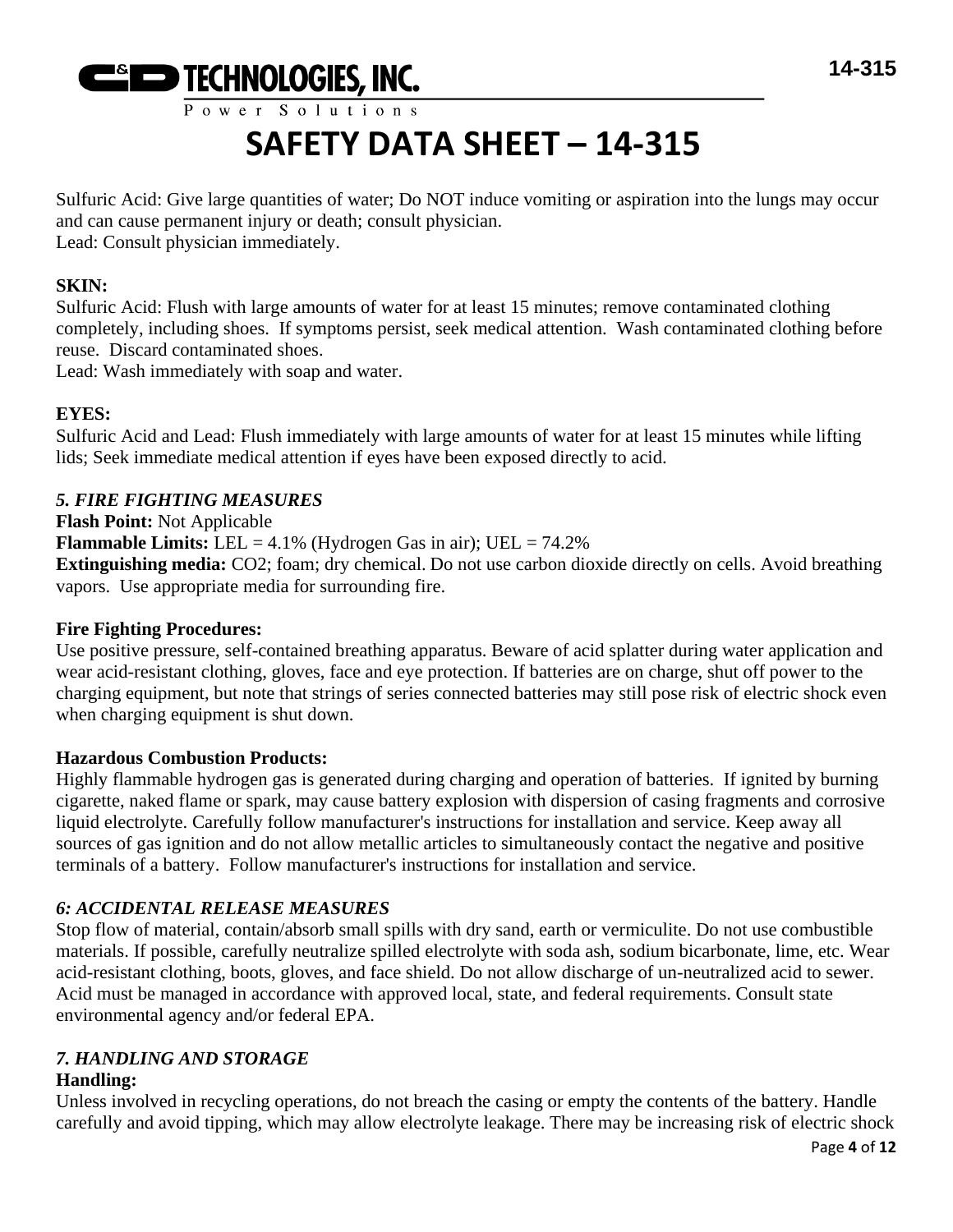Sulfuric Acid: Give large quantities of water; Do NOT induce vomiting or aspiration into the lungs may occur and can cause permanent injury or death; consult physician.
Lead: Consult physician immediately.

**SKIN:**
Sulfuric Acid: Flush with large amounts of water for at least 15 minutes; remove contaminated clothing completely, including shoes. If symptoms persist, seek medical attention. Wash contaminated clothing before reuse. Discard contaminated shoes.
Lead: Wash immediately with soap and water.

**EYES:**
Sulfuric Acid and Lead: Flush immediately with large amounts of water for at least 15 minutes while lifting lids; Seek immediate medical attention if eyes have been exposed directly to acid.

## *5. FIRE FIGHTING MEASURES*

**Flash Point:** Not Applicable
**Flammable Limits:** LEL = 4.1% (Hydrogen Gas in air); UEL = 74.2%
**Extinguishing media:** $CO_2$; foam; dry chemical. Do not use carbon dioxide directly on cells. Avoid breathing vapors. Use appropriate media for surrounding fire.

**Fire Fighting Procedures:**
Use positive pressure, self-contained breathing apparatus. Beware of acid splatter during water application and wear acid-resistant clothing, gloves, face and eye protection. If batteries are on charge, shut off power to the charging equipment, but note that strings of series connected batteries may still pose risk of electric shock even when charging equipment is shut down.

**Hazardous Combustion Products:**
Highly flammable hydrogen gas is generated during charging and operation of batteries. If ignited by burning cigarette, naked flame or spark, may cause battery explosion with dispersion of casing fragments and corrosive liquid electrolyte. Carefully follow manufacturer's instructions for installation and service. Keep away all sources of gas ignition and do not allow metallic articles to simultaneously contact the negative and positive terminals of a battery. Follow manufacturer's instructions for installation and service.

## *6: ACCIDENTAL RELEASE MEASURES*

Stop flow of material, contain/absorb small spills with dry sand, earth or vermiculite. Do not use combustible materials. If possible, carefully neutralize spilled electrolyte with soda ash, sodium bicarbonate, lime, etc. Wear acid-resistant clothing, boots, gloves, and face shield. Do not allow discharge of un-neutralized acid to sewer. Acid must be managed in accordance with approved local, state, and federal requirements. Consult state environmental agency and/or federal EPA.

## *7. HANDLING AND STORAGE*

**Handling:**
Unless involved in recycling operations, do not breach the casing or empty the contents of the battery. Handle carefully and avoid tipping, which may allow electrolyte leakage. There may be increasing risk of electric shock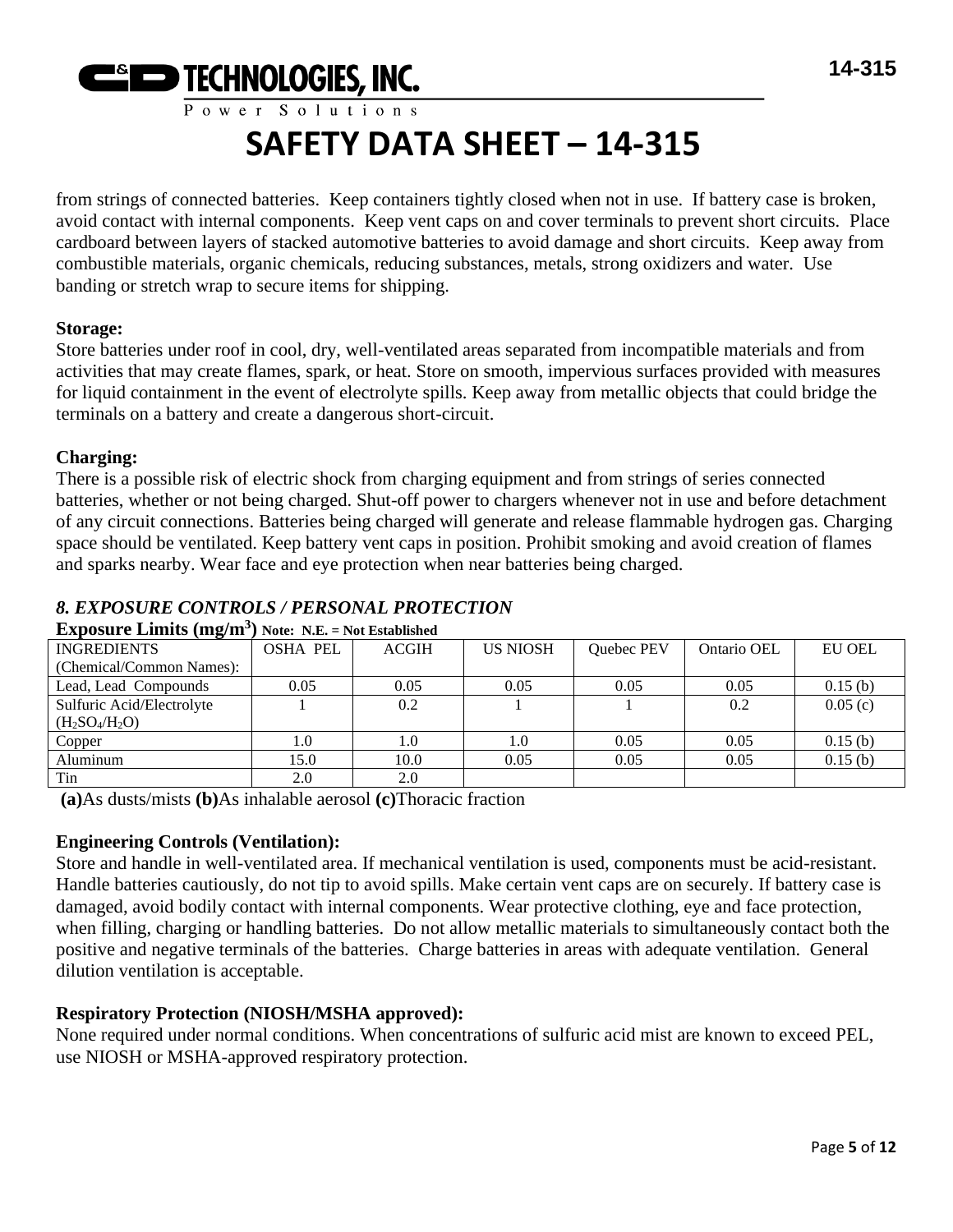from strings of connected batteries. Keep containers tightly closed when not in use. If battery case is broken, avoid contact with internal components. Keep vent caps on and cover terminals to prevent short circuits. Place cardboard between layers of stacked automotive batteries to avoid damage and short circuits. Keep away from combustible materials, organic chemicals, reducing substances, metals, strong oxidizers and water. Use banding or stretch wrap to secure items for shipping.

**Storage:**
Store batteries under roof in cool, dry, well-ventilated areas separated from incompatible materials and from activities that may create flames, spark, or heat. Store on smooth, impervious surfaces provided with measures for liquid containment in the event of electrolyte spills. Keep away from metallic objects that could bridge the terminals on a battery and create a dangerous short-circuit.

**Charging:**
There is a possible risk of electric shock from charging equipment and from strings of series connected batteries, whether or not being charged. Shut-off power to chargers whenever not in use and before detachment of any circuit connections. Batteries being charged will generate and release flammable hydrogen gas. Charging space should be ventilated. Keep battery vent caps in position. Prohibit smoking and avoid creation of flames and sparks nearby. Wear face and eye protection when near batteries being charged.

## *8. EXPOSURE CONTROLS / PERSONAL PROTECTION*

**Exposure Limits ($mg/m^3$)** **Note: N.E. = Not Established**

| INGREDIENTS (Chemical/Common Names): | OSHA PEL | ACGIH | US NIOSH | Quebec PEV | Ontario OEL | EU OEL |
|---|---|---|---|---|---|---|
| Lead, Lead Compounds | 0.05 | 0.05 | 0.05 | 0.05 | 0.05 | 0.15 (b) |
| Sulfuric Acid/Electrolyte ($H_2SO_4/H_2O$) | 1 | 0.2 | 1 | 1 | 0.2 | 0.05 (c) |
| Copper | 1.0 | 1.0 | 1.0 | 0.05 | 0.05 | 0.15 (b) |
| Aluminum | 15.0 | 10.0 | 0.05 | 0.05 | 0.05 | 0.15 (b) |
| Tin | 2.0 | 2.0 | | | | |

**(a)**As dusts/mists **(b)**As inhalable aerosol **(c)**Thoracic fraction

**Engineering Controls (Ventilation):**
Store and handle in well-ventilated area. If mechanical ventilation is used, components must be acid-resistant. Handle batteries cautiously, do not tip to avoid spills. Make certain vent caps are on securely. If battery case is damaged, avoid bodily contact with internal components. Wear protective clothing, eye and face protection, when filling, charging or handling batteries. Do not allow metallic materials to simultaneously contact both the positive and negative terminals of the batteries. Charge batteries in areas with adequate ventilation. General dilution ventilation is acceptable.

**Respiratory Protection (NIOSH/MSHA approved):**
None required under normal conditions. When concentrations of sulfuric acid mist are known to exceed PEL, use NIOSH or MSHA-approved respiratory protection.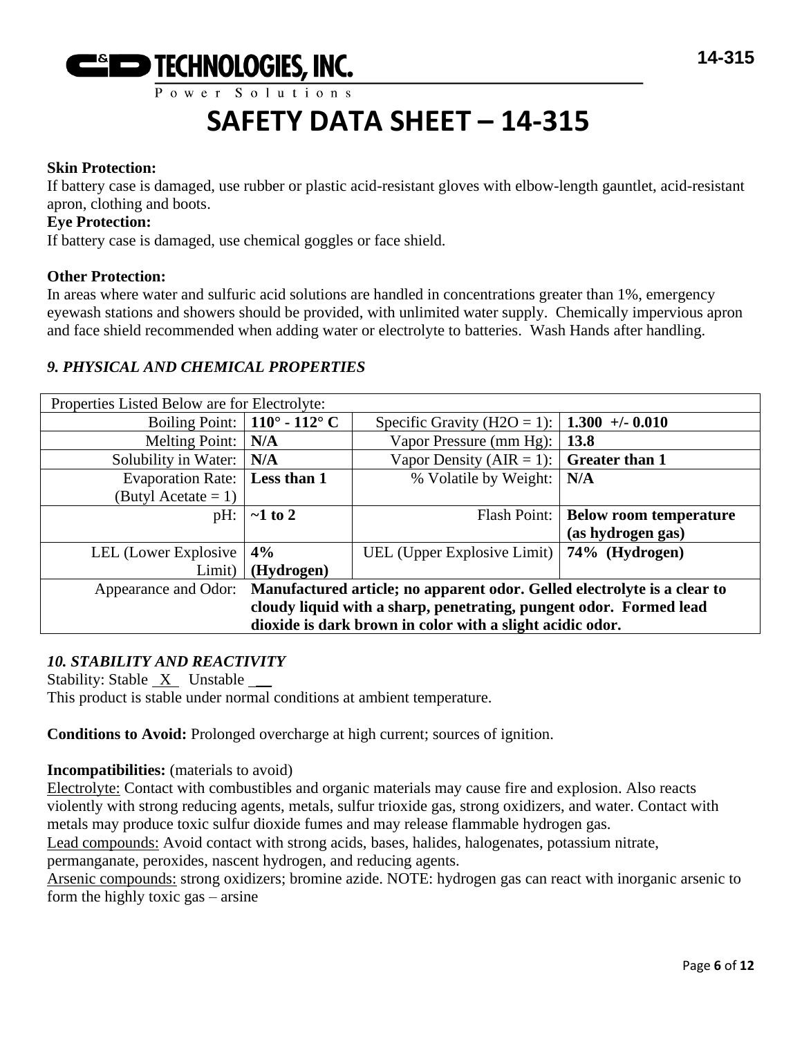**Skin Protection:**
If battery case is damaged, use rubber or plastic acid-resistant gloves with elbow-length gauntlet, acid-resistant apron, clothing and boots.

**Eye Protection:**
If battery case is damaged, use chemical goggles or face shield.

**Other Protection:**
In areas where water and sulfuric acid solutions are handled in concentrations greater than 1%, emergency eyewash stations and showers should be provided, with unlimited water supply. Chemically impervious apron and face shield recommended when adding water or electrolyte to batteries. Wash Hands after handling.

### *9. PHYSICAL AND CHEMICAL PROPERTIES*

| Properties Listed Below are for Electrolyte: | | | |
|---|---|---|---|
| Boiling Point: | **110° - 112° C** | Specific Gravity (H2O = 1): | **1.300 +/- 0.010** |
| Melting Point: | **N/A** | Vapor Pressure (mm Hg): | **13.8** |
| Solubility in Water: | **N/A** | Vapor Density (AIR = 1): | **Greater than 1** |
| Evaporation Rate: (Butyl Acetate = 1) | **Less than 1** | % Volatile by Weight: | **N/A** |
| pH: | **~1 to 2** | Flash Point: | **Below room temperature (as hydrogen gas)** |
| LEL (Lower Explosive Limit) | **4% (Hydrogen)** | UEL (Upper Explosive Limit) | **74% (Hydrogen)** |
| Appearance and Odor: | **Manufactured article; no apparent odor. Gelled electrolyte is a clear to cloudy liquid with a sharp, penetrating, pungent odor. Formed lead dioxide is dark brown in color with a slight acidic odor.** | | |

### *10. STABILITY AND REACTIVITY*

Stability: Stable _X_ Unstable ___
This product is stable under normal conditions at ambient temperature.

**Conditions to Avoid:** Prolonged overcharge at high current; sources of ignition.

**Incompatibilities:** (materials to avoid)
Electrolyte: Contact with combustibles and organic materials may cause fire and explosion. Also reacts violently with strong reducing agents, metals, sulfur trioxide gas, strong oxidizers, and water. Contact with metals may produce toxic sulfur dioxide fumes and may release flammable hydrogen gas.
Lead compounds: Avoid contact with strong acids, bases, halides, halogenates, potassium nitrate, permanganate, peroxides, nascent hydrogen, and reducing agents.
Arsenic compounds: strong oxidizers; bromine azide. NOTE: hydrogen gas can react with inorganic arsenic to form the highly toxic gas – arsine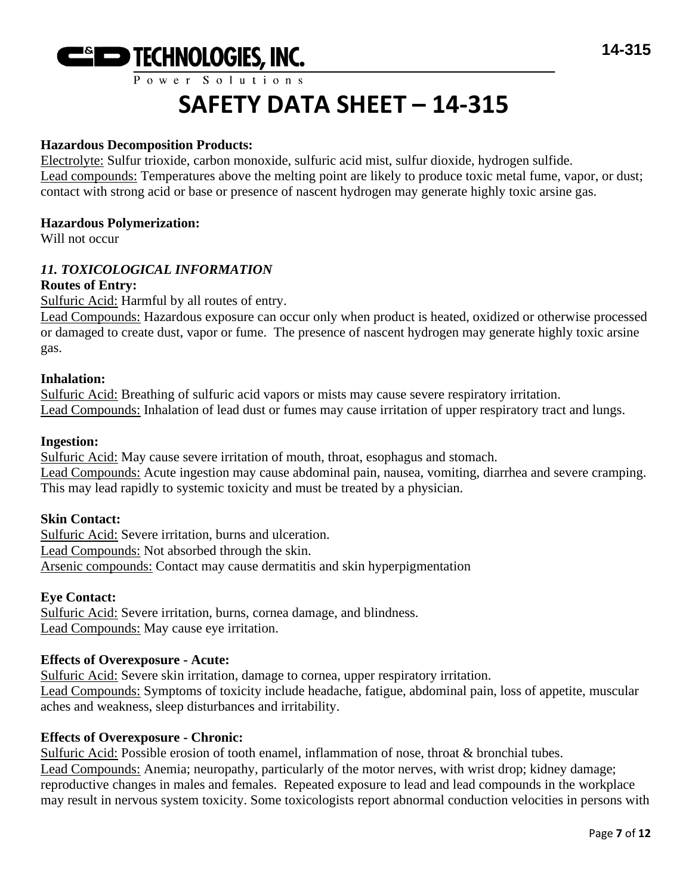**Hazardous Decomposition Products:**
Electrolyte: Sulfur trioxide, carbon monoxide, sulfuric acid mist, sulfur dioxide, hydrogen sulfide.
Lead compounds: Temperatures above the melting point are likely to produce toxic metal fume, vapor, or dust; contact with strong acid or base or presence of nascent hydrogen may generate highly toxic arsine gas.

**Hazardous Polymerization:**
Will not occur

### *11. TOXICOLOGICAL INFORMATION*

**Routes of Entry:**
Sulfuric Acid: Harmful by all routes of entry.
Lead Compounds: Hazardous exposure can occur only when product is heated, oxidized or otherwise processed or damaged to create dust, vapor or fume. The presence of nascent hydrogen may generate highly toxic arsine gas.

**Inhalation:**
Sulfuric Acid: Breathing of sulfuric acid vapors or mists may cause severe respiratory irritation.
Lead Compounds: Inhalation of lead dust or fumes may cause irritation of upper respiratory tract and lungs.

**Ingestion:**
Sulfuric Acid: May cause severe irritation of mouth, throat, esophagus and stomach.
Lead Compounds: Acute ingestion may cause abdominal pain, nausea, vomiting, diarrhea and severe cramping. This may lead rapidly to systemic toxicity and must be treated by a physician.

**Skin Contact:**
Sulfuric Acid: Severe irritation, burns and ulceration.
Lead Compounds: Not absorbed through the skin.
Arsenic compounds: Contact may cause dermatitis and skin hyperpigmentation

**Eye Contact:**
Sulfuric Acid: Severe irritation, burns, cornea damage, and blindness.
Lead Compounds: May cause eye irritation.

**Effects of Overexposure - Acute:**
Sulfuric Acid: Severe skin irritation, damage to cornea, upper respiratory irritation.
Lead Compounds: Symptoms of toxicity include headache, fatigue, abdominal pain, loss of appetite, muscular aches and weakness, sleep disturbances and irritability.

**Effects of Overexposure - Chronic:**
Sulfuric Acid: Possible erosion of tooth enamel, inflammation of nose, throat & bronchial tubes.
Lead Compounds: Anemia; neuropathy, particularly of the motor nerves, with wrist drop; kidney damage; reproductive changes in males and females. Repeated exposure to lead and lead compounds in the workplace may result in nervous system toxicity. Some toxicologists report abnormal conduction velocities in persons with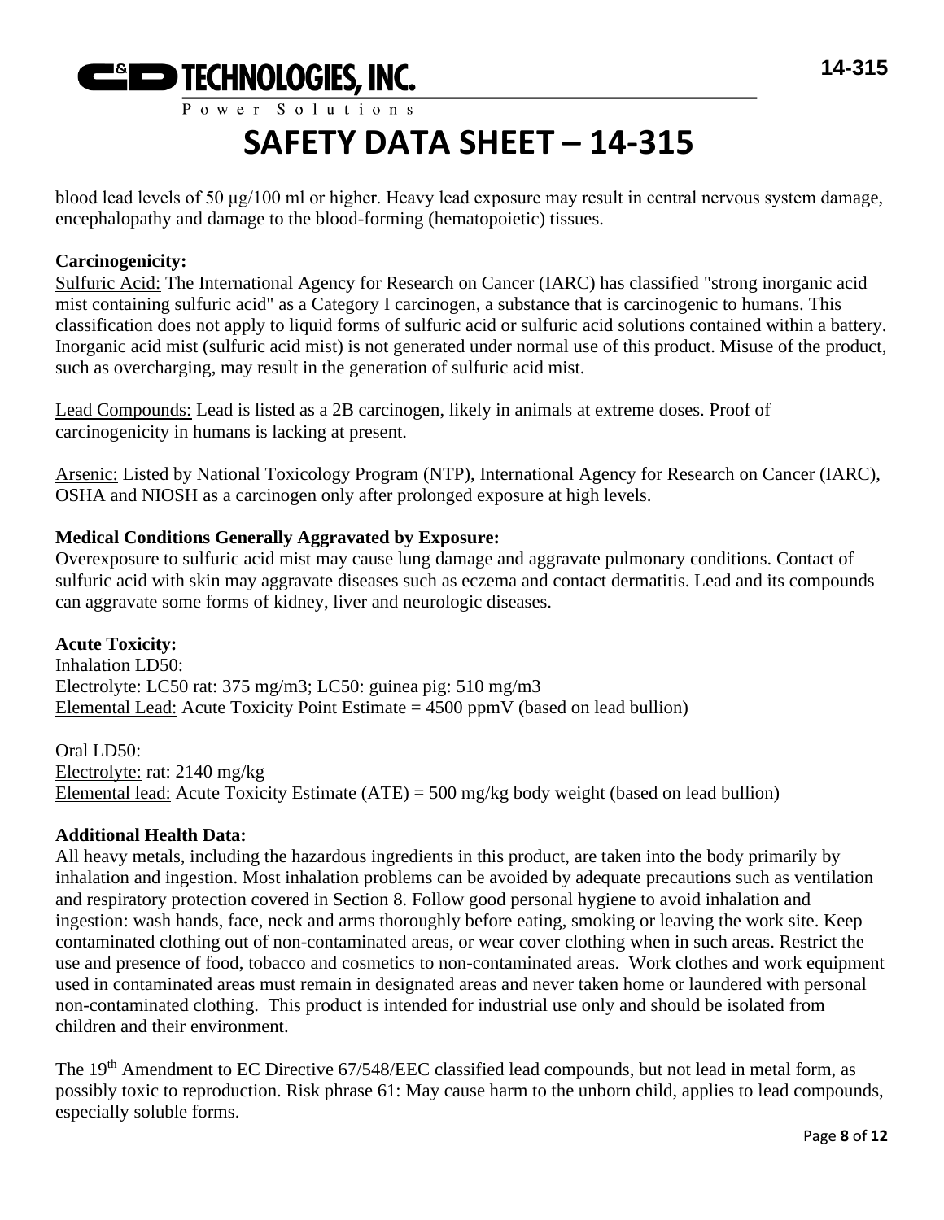blood lead levels of 50 μg/100 ml or higher. Heavy lead exposure may result in central nervous system damage, encephalopathy and damage to the blood-forming (hematopoietic) tissues.

**Carcinogenicity:**

Sulfuric Acid: The International Agency for Research on Cancer (IARC) has classified "strong inorganic acid mist containing sulfuric acid" as a Category I carcinogen, a substance that is carcinogenic to humans. This classification does not apply to liquid forms of sulfuric acid or sulfuric acid solutions contained within a battery. Inorganic acid mist (sulfuric acid mist) is not generated under normal use of this product. Misuse of the product, such as overcharging, may result in the generation of sulfuric acid mist.

Lead Compounds: Lead is listed as a 2B carcinogen, likely in animals at extreme doses. Proof of carcinogenicity in humans is lacking at present.

Arsenic: Listed by National Toxicology Program (NTP), International Agency for Research on Cancer (IARC), OSHA and NIOSH as a carcinogen only after prolonged exposure at high levels.

**Medical Conditions Generally Aggravated by Exposure:**

Overexposure to sulfuric acid mist may cause lung damage and aggravate pulmonary conditions. Contact of sulfuric acid with skin may aggravate diseases such as eczema and contact dermatitis. Lead and its compounds can aggravate some forms of kidney, liver and neurologic diseases.

**Acute Toxicity:**

Inhalation LD50:
Electrolyte: LC50 rat: 375 mg/m3; LC50: guinea pig: 510 mg/m3
Elemental Lead: Acute Toxicity Point Estimate = 4500 ppmV (based on lead bullion)

Oral LD50:
Electrolyte: rat: 2140 mg/kg
Elemental lead: Acute Toxicity Estimate (ATE) = 500 mg/kg body weight (based on lead bullion)

**Additional Health Data:**

All heavy metals, including the hazardous ingredients in this product, are taken into the body primarily by inhalation and ingestion. Most inhalation problems can be avoided by adequate precautions such as ventilation and respiratory protection covered in Section 8. Follow good personal hygiene to avoid inhalation and ingestion: wash hands, face, neck and arms thoroughly before eating, smoking or leaving the work site. Keep contaminated clothing out of non-contaminated areas, or wear cover clothing when in such areas. Restrict the use and presence of food, tobacco and cosmetics to non-contaminated areas. Work clothes and work equipment used in contaminated areas must remain in designated areas and never taken home or laundered with personal non-contaminated clothing. This product is intended for industrial use only and should be isolated from children and their environment.

The 19th Amendment to EC Directive 67/548/EEC classified lead compounds, but not lead in metal form, as possibly toxic to reproduction. Risk phrase 61: May cause harm to the unborn child, applies to lead compounds, especially soluble forms.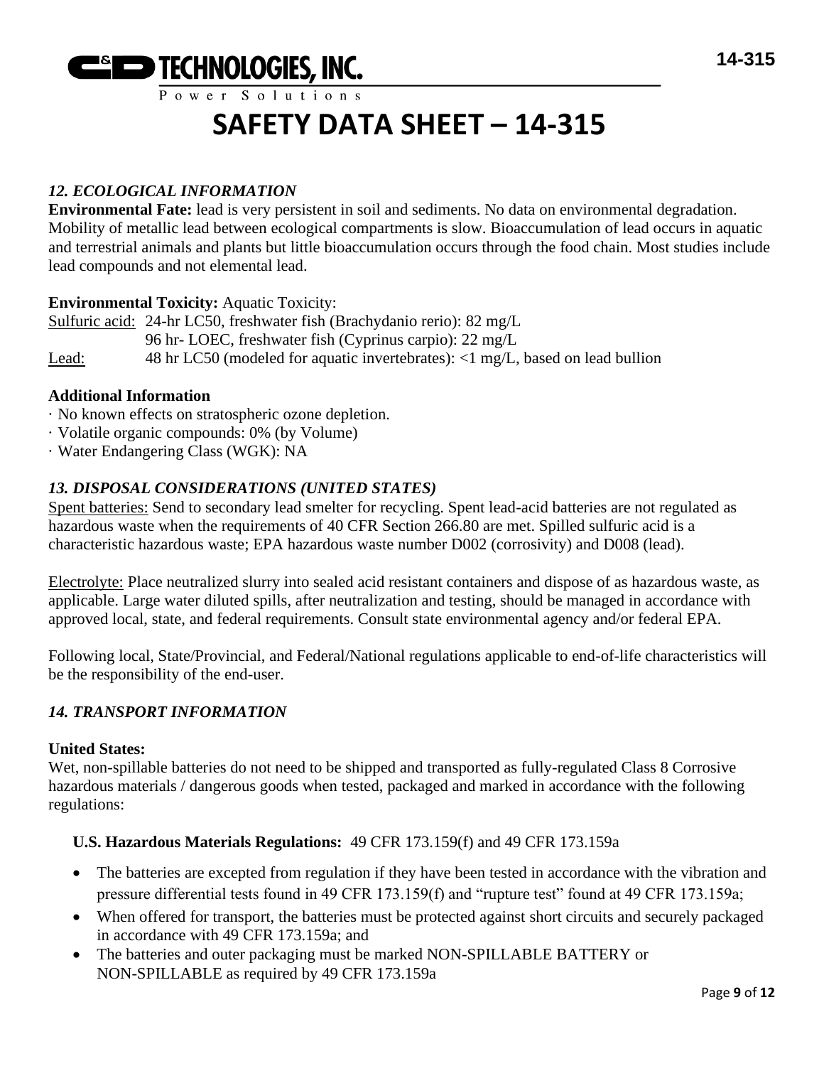## *12. ECOLOGICAL INFORMATION*

**Environmental Fate:** lead is very persistent in soil and sediments. No data on environmental degradation. Mobility of metallic lead between ecological compartments is slow. Bioaccumulation of lead occurs in aquatic and terrestrial animals and plants but little bioaccumulation occurs through the food chain. Most studies include lead compounds and not elemental lead.

**Environmental Toxicity:** Aquatic Toxicity:

Sulfuric acid: 24-hr LC50, freshwater fish (Brachydanio rerio): 82 mg/L
96 hr- LOEC, freshwater fish (Cyprinus carpio): 22 mg/L

Lead: 48 hr LC50 (modeled for aquatic invertebrates): <1 mg/L, based on lead bullion

**Additional Information**

· No known effects on stratospheric ozone depletion.
· Volatile organic compounds: 0% (by Volume)
· Water Endangering Class (WGK): NA

## *13. DISPOSAL CONSIDERATIONS (UNITED STATES)*

Spent batteries: Send to secondary lead smelter for recycling. Spent lead-acid batteries are not regulated as hazardous waste when the requirements of 40 CFR Section 266.80 are met. Spilled sulfuric acid is a characteristic hazardous waste; EPA hazardous waste number D002 (corrosivity) and D008 (lead).

Electrolyte: Place neutralized slurry into sealed acid resistant containers and dispose of as hazardous waste, as applicable. Large water diluted spills, after neutralization and testing, should be managed in accordance with approved local, state, and federal requirements. Consult state environmental agency and/or federal EPA.

Following local, State/Provincial, and Federal/National regulations applicable to end-of-life characteristics will be the responsibility of the end-user.

## *14. TRANSPORT INFORMATION*

**United States:**

Wet, non-spillable batteries do not need to be shipped and transported as fully-regulated Class 8 Corrosive hazardous materials / dangerous goods when tested, packaged and marked in accordance with the following regulations:

**U.S. Hazardous Materials Regulations:** 49 CFR 173.159(f) and 49 CFR 173.159a

- The batteries are excepted from regulation if they have been tested in accordance with the vibration and pressure differential tests found in 49 CFR 173.159(f) and "rupture test" found at 49 CFR 173.159a;
- When offered for transport, the batteries must be protected against short circuits and securely packaged in accordance with 49 CFR 173.159a; and
- The batteries and outer packaging must be marked NON-SPILLABLE BATTERY or NON-SPILLABLE as required by 49 CFR 173.159a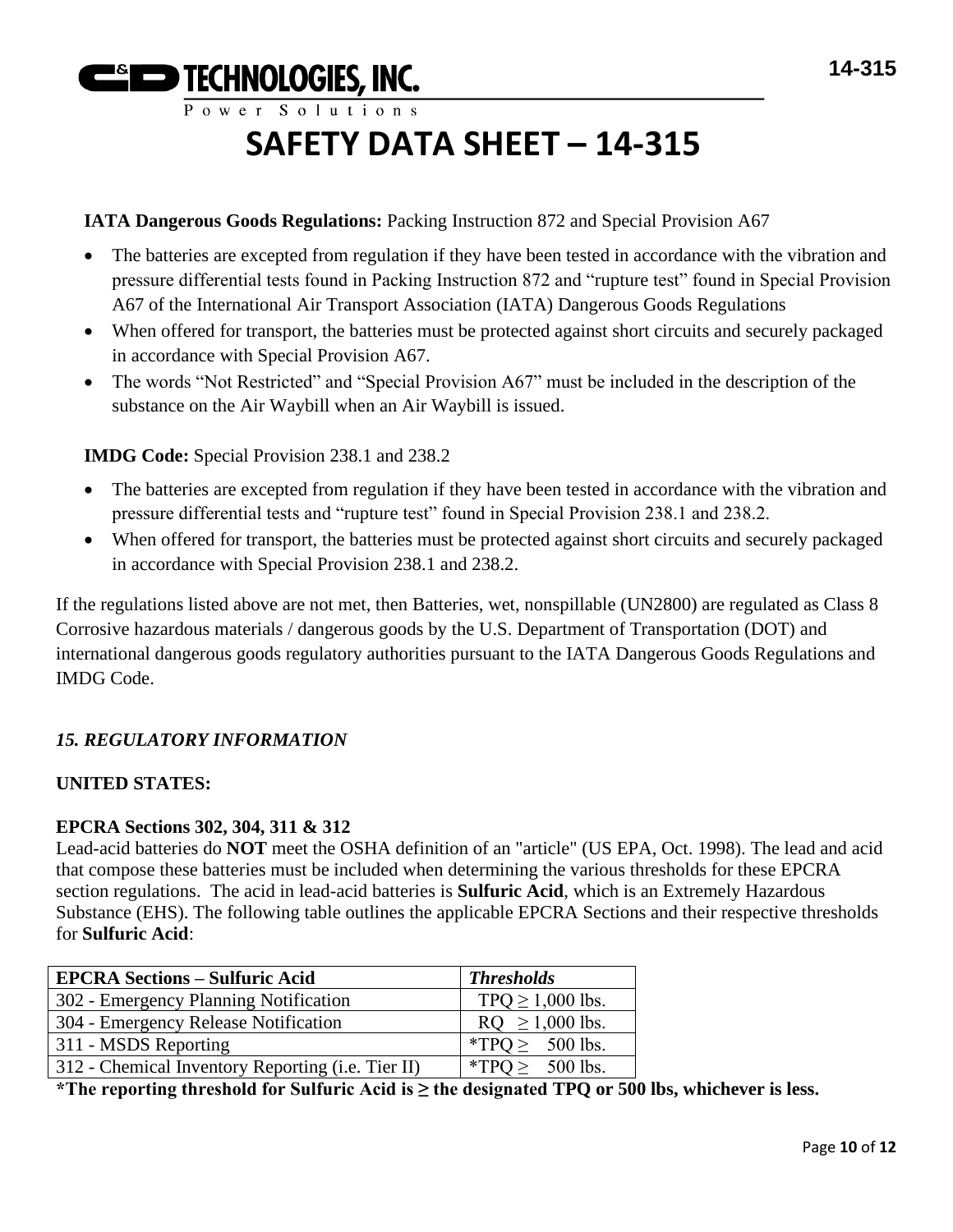**IATA Dangerous Goods Regulations:** Packing Instruction 872 and Special Provision A67

- The batteries are excepted from regulation if they have been tested in accordance with the vibration and pressure differential tests found in Packing Instruction 872 and "rupture test" found in Special Provision A67 of the International Air Transport Association (IATA) Dangerous Goods Regulations
- When offered for transport, the batteries must be protected against short circuits and securely packaged in accordance with Special Provision A67.
- The words "Not Restricted" and "Special Provision A67" must be included in the description of the substance on the Air Waybill when an Air Waybill is issued.

**IMDG Code:** Special Provision 238.1 and 238.2

- The batteries are excepted from regulation if they have been tested in accordance with the vibration and pressure differential tests and "rupture test" found in Special Provision 238.1 and 238.2.
- When offered for transport, the batteries must be protected against short circuits and securely packaged in accordance with Special Provision 238.1 and 238.2.

If the regulations listed above are not met, then Batteries, wet, nonspillable (UN2800) are regulated as Class 8 Corrosive hazardous materials / dangerous goods by the U.S. Department of Transportation (DOT) and international dangerous goods regulatory authorities pursuant to the IATA Dangerous Goods Regulations and IMDG Code.

## *15. REGULATORY INFORMATION*

**UNITED STATES:**

**EPCRA Sections 302, 304, 311 & 312**

Lead-acid batteries do **NOT** meet the OSHA definition of an "article" (US EPA, Oct. 1998). The lead and acid that compose these batteries must be included when determining the various thresholds for these EPCRA section regulations. The acid in lead-acid batteries is **Sulfuric Acid**, which is an Extremely Hazardous Substance (EHS). The following table outlines the applicable EPCRA Sections and their respective thresholds for **Sulfuric Acid**:

| **EPCRA Sections – Sulfuric Acid** | ***Thresholds*** |
|---|---|
| 302 - Emergency Planning Notification | TPQ ≥ 1,000 lbs. |
| 304 - Emergency Release Notification | RQ ≥ 1,000 lbs. |
| 311 - MSDS Reporting | *TPQ ≥ 500 lbs. |
| 312 - Chemical Inventory Reporting (i.e. Tier II) | *TPQ ≥ 500 lbs. |

**\*The reporting threshold for Sulfuric Acid is ≥ the designated TPQ or 500 lbs, whichever is less.**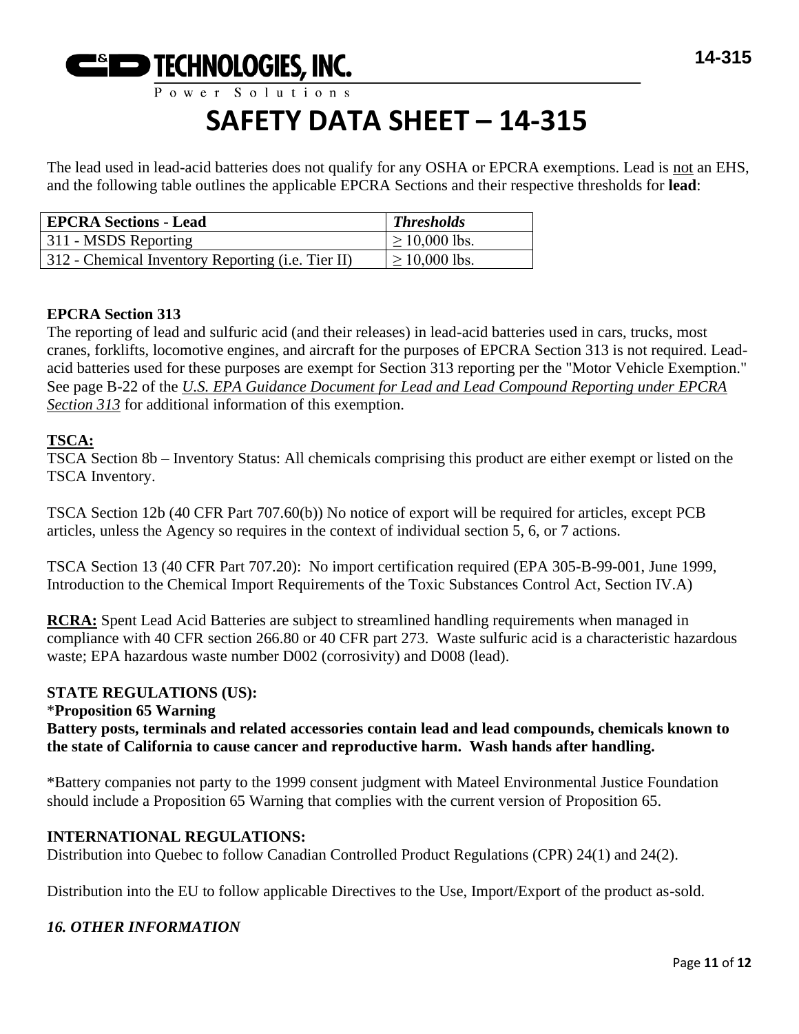# SAFETY DATA SHEET – 14-315

The lead used in lead-acid batteries does not qualify for any OSHA or EPCRA exemptions. Lead is <u>not</u> an EHS, and the following table outlines the applicable EPCRA Sections and their respective thresholds for **lead**:

| **EPCRA Sections - Lead** | ***Thresholds*** |
|---|---|
| 311 - MSDS Reporting | ≥ 10,000 lbs. |
| 312 - Chemical Inventory Reporting (i.e. Tier II) | ≥ 10,000 lbs. |

**EPCRA Section 313**

The reporting of lead and sulfuric acid (and their releases) in lead-acid batteries used in cars, trucks, most cranes, forklifts, locomotive engines, and aircraft for the purposes of EPCRA Section 313 is not required. Lead-acid batteries used for these purposes are exempt for Section 313 reporting per the "Motor Vehicle Exemption." See page B-22 of the *U.S. EPA Guidance Document for Lead and Lead Compound Reporting under EPCRA Section 313* for additional information of this exemption.

**TSCA:**

TSCA Section 8b – Inventory Status: All chemicals comprising this product are either exempt or listed on the TSCA Inventory.

TSCA Section 12b (40 CFR Part 707.60(b)) No notice of export will be required for articles, except PCB articles, unless the Agency so requires in the context of individual section 5, 6, or 7 actions.

TSCA Section 13 (40 CFR Part 707.20): No import certification required (EPA 305-B-99-001, June 1999, Introduction to the Chemical Import Requirements of the Toxic Substances Control Act, Section IV.A)

**RCRA:** Spent Lead Acid Batteries are subject to streamlined handling requirements when managed in compliance with 40 CFR section 266.80 or 40 CFR part 273. Waste sulfuric acid is a characteristic hazardous waste; EPA hazardous waste number D002 (corrosivity) and D008 (lead).

**STATE REGULATIONS (US):**

*__Proposition 65 Warning__

**Battery posts, terminals and related accessories contain lead and lead compounds, chemicals known to the state of California to cause cancer and reproductive harm. Wash hands after handling.**

*Battery companies not party to the 1999 consent judgment with Mateel Environmental Justice Foundation should include a Proposition 65 Warning that complies with the current version of Proposition 65.

**INTERNATIONAL REGULATIONS:**

Distribution into Quebec to follow Canadian Controlled Product Regulations (CPR) 24(1) and 24(2).

Distribution into the EU to follow applicable Directives to the Use, Import/Export of the product as-sold.

## *16. OTHER INFORMATION*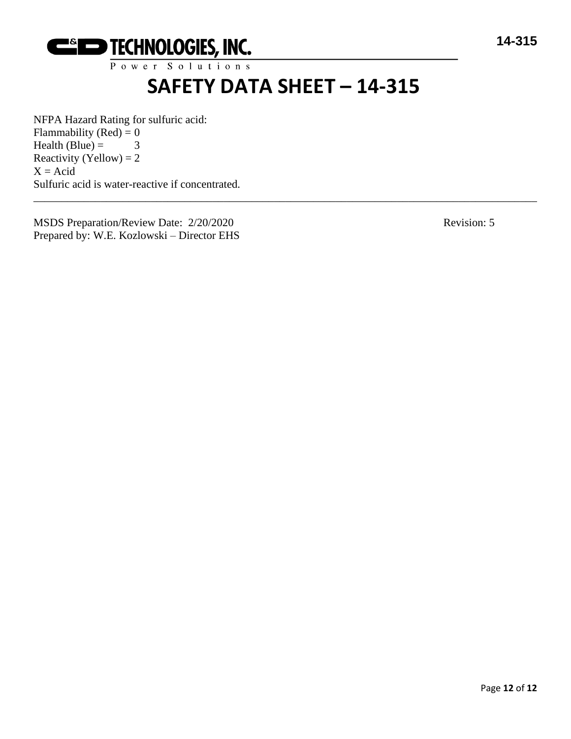NFPA Hazard Rating for sulfuric acid:
Flammability (Red) = 0
Health (Blue) = 3
Reactivity (Yellow) = 2
X = Acid
Sulfuric acid is water-reactive if concentrated.

---

MSDS Preparation/Review Date: 2/20/2020 Revision: 5
Prepared by: W.E. Kozlowski – Director EHS